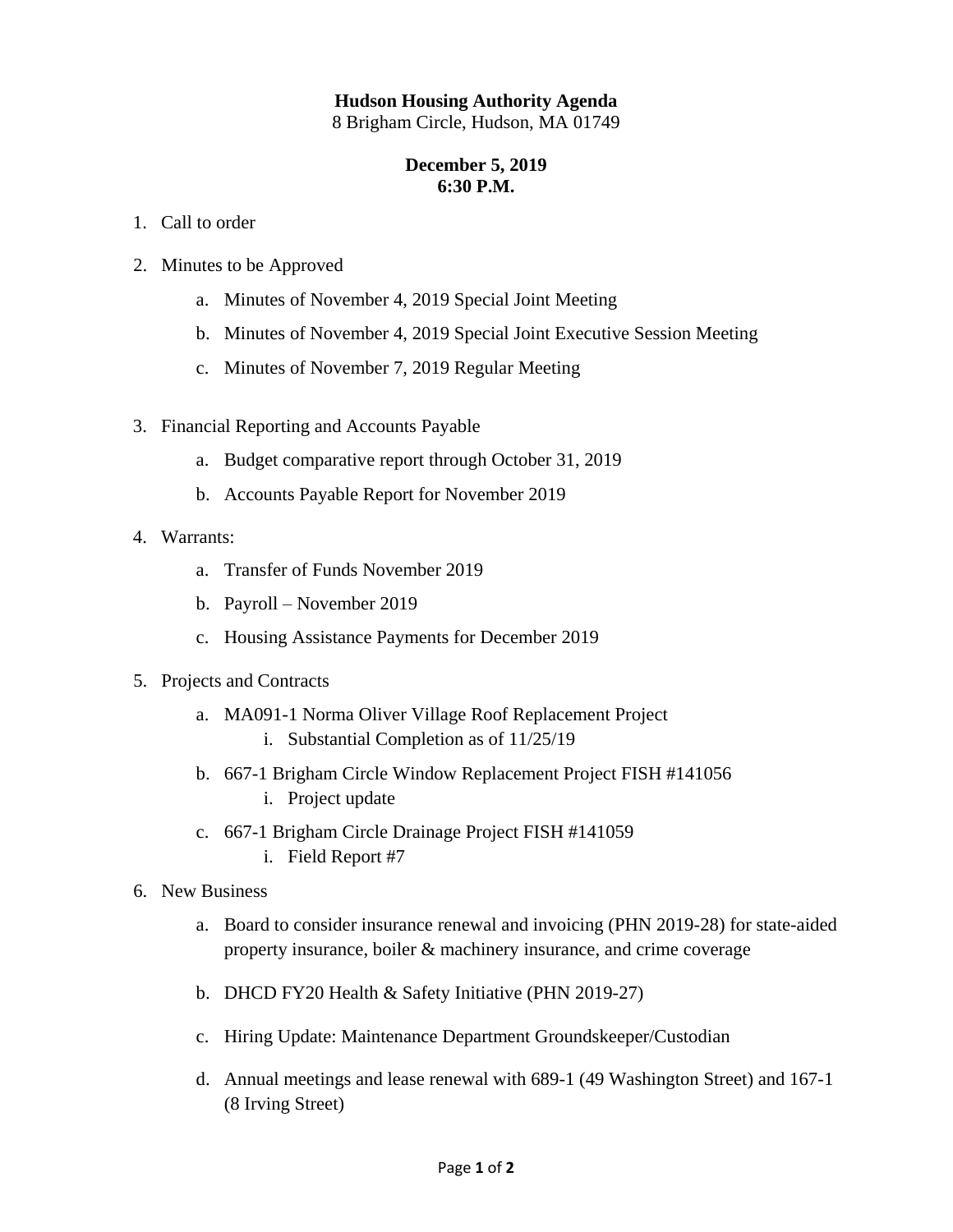**Hudson Housing Authority Agenda**
8 Brigham Circle, Hudson, MA 01749

**December 5, 2019**
**6:30 P.M.**

1. Call to order

2. Minutes to be Approved

   a. Minutes of November 4, 2019 Special Joint Meeting

   b. Minutes of November 4, 2019 Special Joint Executive Session Meeting

   c. Minutes of November 7, 2019 Regular Meeting

3. Financial Reporting and Accounts Payable

   a. Budget comparative report through October 31, 2019

   b. Accounts Payable Report for November 2019

4. Warrants:

   a. Transfer of Funds November 2019

   b. Payroll – November 2019

   c. Housing Assistance Payments for December 2019

5. Projects and Contracts

   a. MA091-1 Norma Oliver Village Roof Replacement Project
      i. Substantial Completion as of 11/25/19

   b. 667-1 Brigham Circle Window Replacement Project FISH #141056
      i. Project update

   c. 667-1 Brigham Circle Drainage Project FISH #141059
      i. Field Report #7

6. New Business

   a. Board to consider insurance renewal and invoicing (PHN 2019-28) for state-aided property insurance, boiler & machinery insurance, and crime coverage

   b. DHCD FY20 Health & Safety Initiative (PHN 2019-27)

   c. Hiring Update: Maintenance Department Groundskeeper/Custodian

   d. Annual meetings and lease renewal with 689-1 (49 Washington Street) and 167-1 (8 Irving Street)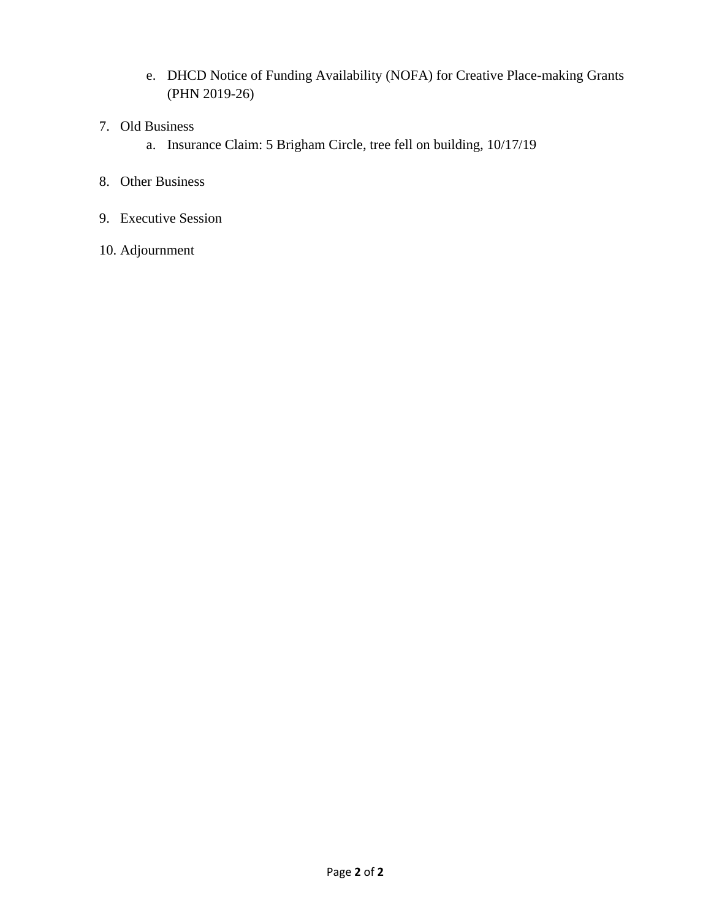e. DHCD Notice of Funding Availability (NOFA) for Creative Place-making Grants (PHN 2019-26)

7. Old Business
   a. Insurance Claim: 5 Brigham Circle, tree fell on building, 10/17/19

8. Other Business

9. Executive Session

10. Adjournment